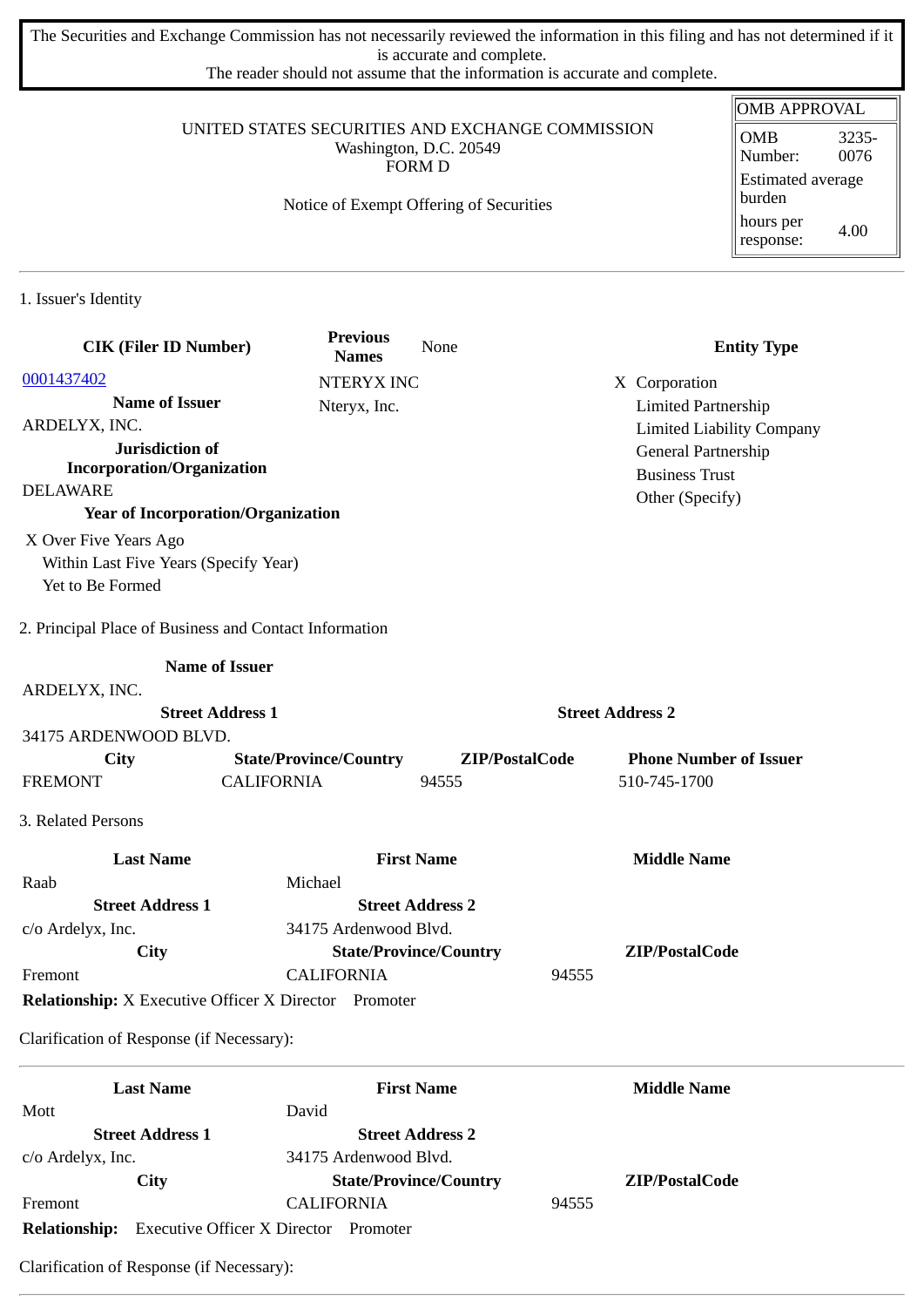The Securities and Exchange Commission has not necessarily reviewed the information in this filing and has not determined if it is accurate and complete.
The reader should not assume that the information is accurate and complete.

| OMB APPROVAL | |
|---|---|
| OMB Number: | 3235-0076 |
| Estimated average burden | |
| hours per response: | 4.00 |

UNITED STATES SECURITIES AND EXCHANGE COMMISSION
Washington, D.C. 20549
FORM D

Notice of Exempt Offering of Securities

## 1. Issuer's Identity

| CIK (Filer ID Number) | Previous Names | None | Entity Type |
|---|---|---|---|
| 0001437402 | NTERYX INC | | X Corporation |
| **Name of Issuer** | Nteryx, Inc. | | Limited Partnership |
| ARDELYX, INC. | | | Limited Liability Company |
| **Jurisdiction of Incorporation/Organization** | | | General Partnership |
| DELAWARE | | | Business Trust |
| | | | Other (Specify) |

**Year of Incorporation/Organization**

X Over Five Years Ago
Within Last Five Years (Specify Year)
Yet to Be Formed

## 2. Principal Place of Business and Contact Information

| **Name of Issuer** | | | |
|---|---|---|---|
| ARDELYX, INC. | | | |
| **Street Address 1** | | **Street Address 2** | |
| 34175 ARDENWOOD BLVD. | | | |
| **City** | **State/Province/Country** | **ZIP/PostalCode** | **Phone Number of Issuer** |
| FREMONT | CALIFORNIA | 94555 | 510-745-1700 |

## 3. Related Persons

| **Last Name** | **First Name** | **Middle Name** |
|---|---|---|
| Raab | Michael | |
| **Street Address 1** | **Street Address 2** | |
| c/o Ardelyx, Inc. | 34175 Ardenwood Blvd. | |
| **City** | **State/Province/Country** | **ZIP/PostalCode** |
| Fremont | CALIFORNIA | 94555 |

**Relationship:** X Executive Officer X Director Promoter

Clarification of Response (if Necessary):

| **Last Name** | **First Name** | **Middle Name** |
|---|---|---|
| Mott | David | |
| **Street Address 1** | **Street Address 2** | |
| c/o Ardelyx, Inc. | 34175 Ardenwood Blvd. | |
| **City** | **State/Province/Country** | **ZIP/PostalCode** |
| Fremont | CALIFORNIA | 94555 |

**Relationship:** Executive Officer X Director Promoter

Clarification of Response (if Necessary):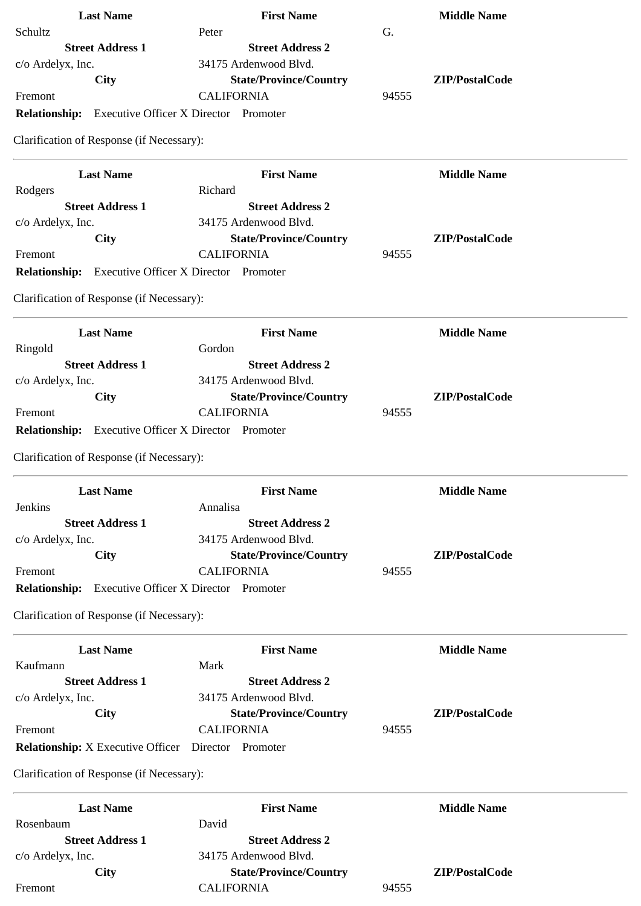| Last Name | First Name | Middle Name |
| --- | --- | --- |
| Schultz | Peter | G. |
| **Street Address 1** | **Street Address 2** | |
| c/o Ardelyx, Inc. | 34175 Ardenwood Blvd. | |
| **City** | **State/Province/Country** | **ZIP/PostalCode** |
| Fremont | CALIFORNIA | 94555 |

**Relationship:** Executive Officer X Director Promoter

Clarification of Response (if Necessary):

---

| Last Name | First Name | Middle Name |
| --- | --- | --- |
| Rodgers | Richard | |
| **Street Address 1** | **Street Address 2** | |
| c/o Ardelyx, Inc. | 34175 Ardenwood Blvd. | |
| **City** | **State/Province/Country** | **ZIP/PostalCode** |
| Fremont | CALIFORNIA | 94555 |

**Relationship:** Executive Officer X Director Promoter

Clarification of Response (if Necessary):

---

| Last Name | First Name | Middle Name |
| --- | --- | --- |
| Ringold | Gordon | |
| **Street Address 1** | **Street Address 2** | |
| c/o Ardelyx, Inc. | 34175 Ardenwood Blvd. | |
| **City** | **State/Province/Country** | **ZIP/PostalCode** |
| Fremont | CALIFORNIA | 94555 |

**Relationship:** Executive Officer X Director Promoter

Clarification of Response (if Necessary):

---

| Last Name | First Name | Middle Name |
| --- | --- | --- |
| Jenkins | Annalisa | |
| **Street Address 1** | **Street Address 2** | |
| c/o Ardelyx, Inc. | 34175 Ardenwood Blvd. | |
| **City** | **State/Province/Country** | **ZIP/PostalCode** |
| Fremont | CALIFORNIA | 94555 |

**Relationship:** Executive Officer X Director Promoter

Clarification of Response (if Necessary):

---

| Last Name | First Name | Middle Name |
| --- | --- | --- |
| Kaufmann | Mark | |
| **Street Address 1** | **Street Address 2** | |
| c/o Ardelyx, Inc. | 34175 Ardenwood Blvd. | |
| **City** | **State/Province/Country** | **ZIP/PostalCode** |
| Fremont | CALIFORNIA | 94555 |

**Relationship:** X Executive Officer Director Promoter

Clarification of Response (if Necessary):

---

| Last Name | First Name | Middle Name |
| --- | --- | --- |
| Rosenbaum | David | |
| **Street Address 1** | **Street Address 2** | |
| c/o Ardelyx, Inc. | 34175 Ardenwood Blvd. | |
| **City** | **State/Province/Country** | **ZIP/PostalCode** |
| Fremont | CALIFORNIA | 94555 |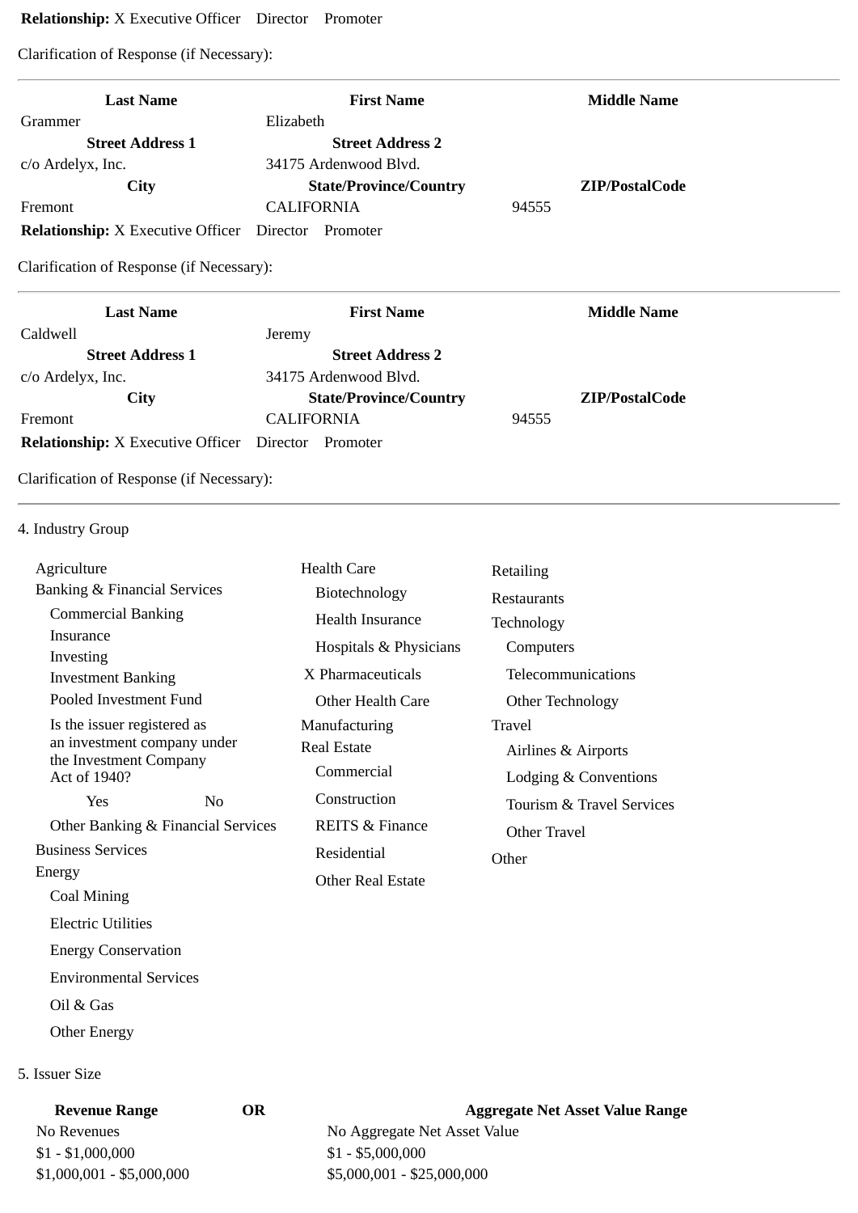**Relationship:** X Executive Officer Director Promoter

Clarification of Response (if Necessary):

---

| Last Name | First Name | Middle Name |
|---|---|---|
| Grammer | Elizabeth | |
| **Street Address 1** | **Street Address 2** | |
| c/o Ardelyx, Inc. | 34175 Ardenwood Blvd. | |
| **City** | **State/Province/Country** | **ZIP/PostalCode** |
| Fremont | CALIFORNIA | 94555 |

**Relationship:** X Executive Officer Director Promoter

Clarification of Response (if Necessary):

---

| Last Name | First Name | Middle Name |
|---|---|---|
| Caldwell | Jeremy | |
| **Street Address 1** | **Street Address 2** | |
| c/o Ardelyx, Inc. | 34175 Ardenwood Blvd. | |
| **City** | **State/Province/Country** | **ZIP/PostalCode** |
| Fremont | CALIFORNIA | 94555 |

**Relationship:** X Executive Officer Director Promoter

Clarification of Response (if Necessary):

---

4. Industry Group

- Agriculture
- Banking & Financial Services
  - Commercial Banking
  - Insurance
  - Investing
  - Investment Banking
  - Pooled Investment Fund
  - Is the issuer registered as an investment company under the Investment Company Act of 1940?
    - Yes No
  - Other Banking & Financial Services
- Business Services
- Energy
  - Coal Mining
  - Electric Utilities
  - Energy Conservation
  - Environmental Services
  - Oil & Gas
  - Other Energy
- Health Care
  - Biotechnology
  - Health Insurance
  - Hospitals & Physicians
  - X Pharmaceuticals
  - Other Health Care
- Manufacturing
- Real Estate
  - Commercial
  - Construction
  - REITS & Finance
  - Residential
  - Other Real Estate
- Retailing
- Restaurants
- Technology
  - Computers
  - Telecommunications
  - Other Technology
- Travel
  - Airlines & Airports
  - Lodging & Conventions
  - Tourism & Travel Services
  - Other Travel
- Other

5. Issuer Size

| Revenue Range | OR | Aggregate Net Asset Value Range |
|---|---|---|
| No Revenues | | No Aggregate Net Asset Value |
| $1 - $1,000,000 | | $1 - $5,000,000 |
| $1,000,001 - $5,000,000 | | $5,000,001 - $25,000,000 |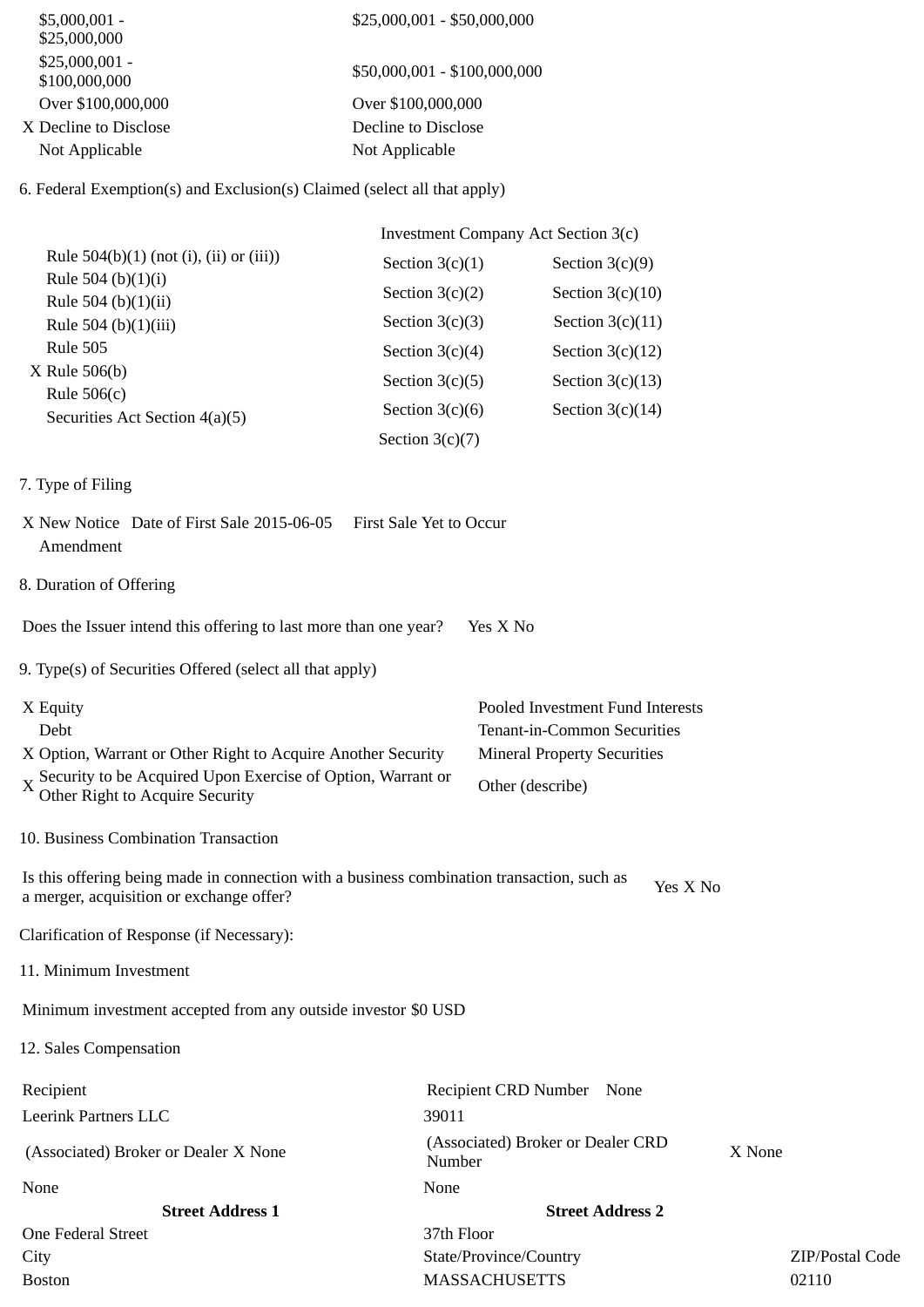| | |
|---|---|
| $5,000,001 - $25,000,000 | $25,000,001 - $50,000,000 |
| $25,000,001 - $100,000,000 | $50,000,001 - $100,000,000 |
| Over $100,000,000 | Over $100,000,000 |
| X Decline to Disclose | Decline to Disclose |
| Not Applicable | Not Applicable |

6. Federal Exemption(s) and Exclusion(s) Claimed (select all that apply)

| | Investment Company Act Section 3(c) | |
|---|---|---|
| Rule 504(b)(1) (not (i), (ii) or (iii)) | Section 3(c)(1) | Section 3(c)(9) |
| Rule 504 (b)(1)(i) | Section 3(c)(2) | Section 3(c)(10) |
| Rule 504 (b)(1)(ii) | Section 3(c)(3) | Section 3(c)(11) |
| Rule 504 (b)(1)(iii) | Section 3(c)(4) | Section 3(c)(12) |
| Rule 505 | Section 3(c)(5) | Section 3(c)(13) |
| X Rule 506(b) | Section 3(c)(6) | Section 3(c)(14) |
| Rule 506(c) | Section 3(c)(7) | |
| Securities Act Section 4(a)(5) | | |

7. Type of Filing

X New Notice Date of First Sale 2015-06-05 First Sale Yet to Occur
Amendment

8. Duration of Offering

Does the Issuer intend this offering to last more than one year? Yes X No

9. Type(s) of Securities Offered (select all that apply)

| | |
|---|---|
| X Equity | Pooled Investment Fund Interests |
| Debt | Tenant-in-Common Securities |
| X Option, Warrant or Other Right to Acquire Another Security | Mineral Property Securities |
| X Security to be Acquired Upon Exercise of Option, Warrant or Other Right to Acquire Security | Other (describe) |

10. Business Combination Transaction

Is this offering being made in connection with a business combination transaction, such as a merger, acquisition or exchange offer? Yes X No

Clarification of Response (if Necessary):

11. Minimum Investment

Minimum investment accepted from any outside investor $0 USD

12. Sales Compensation

| Recipient | Recipient CRD Number None | |
|---|---|---|
| Leerink Partners LLC | 39011 | |
| (Associated) Broker or Dealer X None | (Associated) Broker or Dealer CRD Number | X None |
| None | None | |
| **Street Address 1** | **Street Address 2** | |
| One Federal Street | 37th Floor | |
| City | State/Province/Country | ZIP/Postal Code |
| Boston | MASSACHUSETTS | 02110 |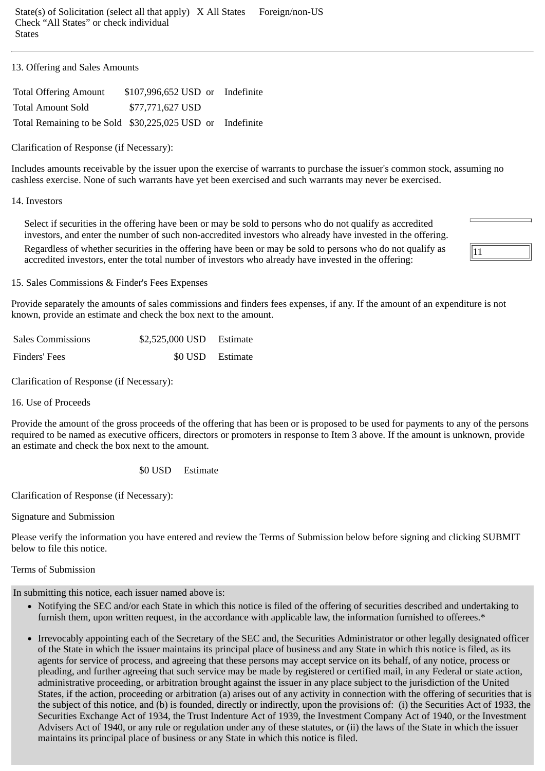State(s) of Solicitation (select all that apply) Check "All States" or check individual States — X All States — Foreign/non-US

---

13. Offering and Sales Amounts

| | | |
|---|---|---|
| Total Offering Amount | $107,996,652 USD or | Indefinite |
| Total Amount Sold | $77,771,627 USD | |
| Total Remaining to be Sold | $30,225,025 USD or | Indefinite |

Clarification of Response (if Necessary):

Includes amounts receivable by the issuer upon the exercise of warrants to purchase the issuer's common stock, assuming no cashless exercise. None of such warrants have yet been exercised and such warrants may never be exercised.

14. Investors

Select if securities in the offering have been or may be sold to persons who do not qualify as accredited investors, and enter the number of such non-accredited investors who already have invested in the offering.

Regardless of whether securities in the offering have been or may be sold to persons who do not qualify as accredited investors, enter the total number of investors who already have invested in the offering: 11

15. Sales Commissions & Finder's Fees Expenses

Provide separately the amounts of sales commissions and finders fees expenses, if any. If the amount of an expenditure is not known, provide an estimate and check the box next to the amount.

| | | |
|---|---|---|
| Sales Commissions | $2,525,000 USD | Estimate |
| Finders' Fees | $0 USD | Estimate |

Clarification of Response (if Necessary):

16. Use of Proceeds

Provide the amount of the gross proceeds of the offering that has been or is proposed to be used for payments to any of the persons required to be named as executive officers, directors or promoters in response to Item 3 above. If the amount is unknown, provide an estimate and check the box next to the amount.

$0 USD Estimate

Clarification of Response (if Necessary):

Signature and Submission

Please verify the information you have entered and review the Terms of Submission below before signing and clicking SUBMIT below to file this notice.

Terms of Submission

In submitting this notice, each issuer named above is:

- Notifying the SEC and/or each State in which this notice is filed of the offering of securities described and undertaking to furnish them, upon written request, in the accordance with applicable law, the information furnished to offerees.*
- Irrevocably appointing each of the Secretary of the SEC and, the Securities Administrator or other legally designated officer of the State in which the issuer maintains its principal place of business and any State in which this notice is filed, as its agents for service of process, and agreeing that these persons may accept service on its behalf, of any notice, process or pleading, and further agreeing that such service may be made by registered or certified mail, in any Federal or state action, administrative proceeding, or arbitration brought against the issuer in any place subject to the jurisdiction of the United States, if the action, proceeding or arbitration (a) arises out of any activity in connection with the offering of securities that is the subject of this notice, and (b) is founded, directly or indirectly, upon the provisions of: (i) the Securities Act of 1933, the Securities Exchange Act of 1934, the Trust Indenture Act of 1939, the Investment Company Act of 1940, or the Investment Advisers Act of 1940, or any rule or regulation under any of these statutes, or (ii) the laws of the State in which the issuer maintains its principal place of business or any State in which this notice is filed.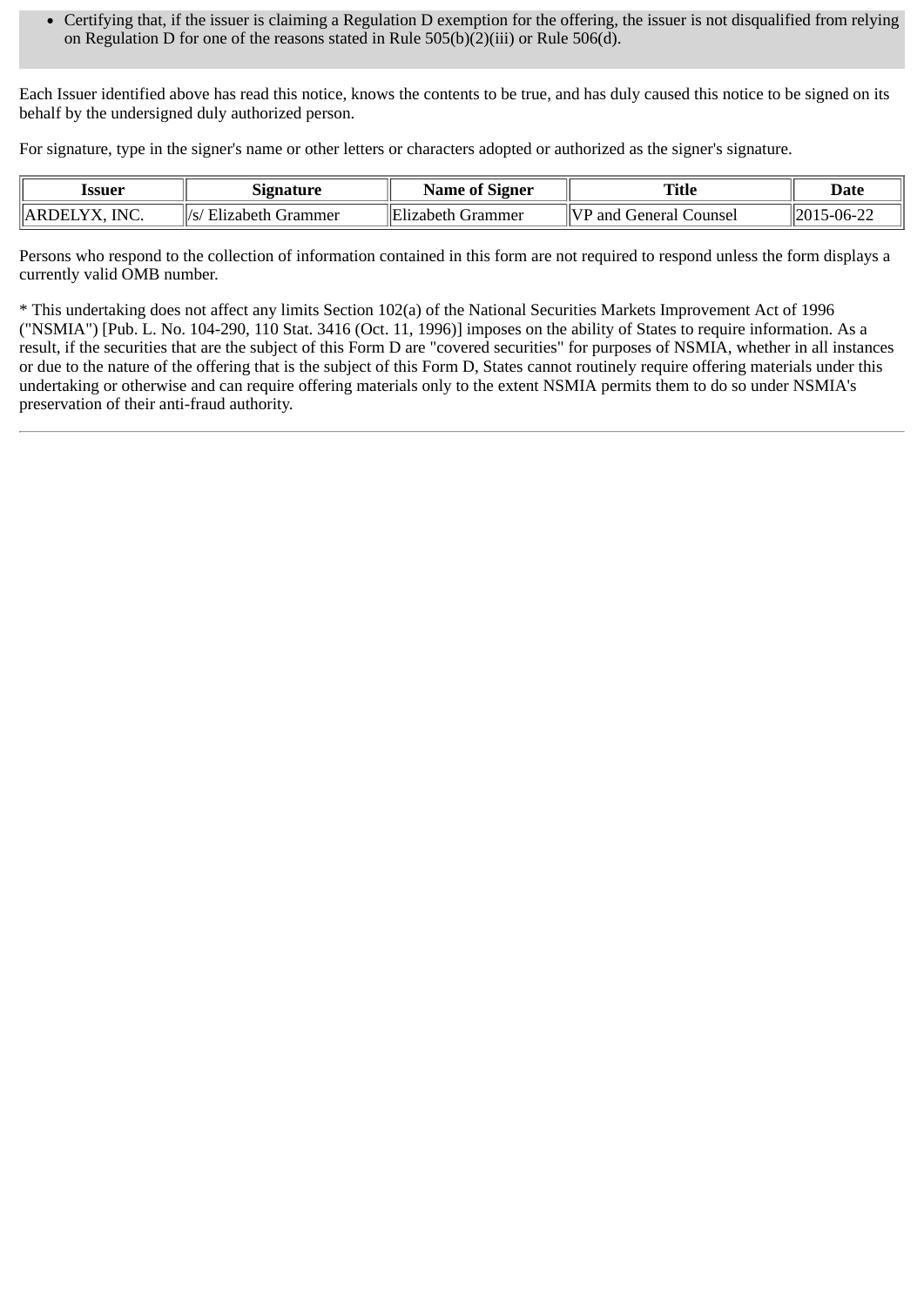- Certifying that, if the issuer is claiming a Regulation D exemption for the offering, the issuer is not disqualified from relying on Regulation D for one of the reasons stated in Rule 505(b)(2)(iii) or Rule 506(d).

Each Issuer identified above has read this notice, knows the contents to be true, and has duly caused this notice to be signed on its behalf by the undersigned duly authorized person.

For signature, type in the signer's name or other letters or characters adopted or authorized as the signer's signature.

| Issuer | Signature | Name of Signer | Title | Date |
|---|---|---|---|---|
| ARDELYX, INC. | /s/ Elizabeth Grammer | Elizabeth Grammer | VP and General Counsel | 2015-06-22 |

Persons who respond to the collection of information contained in this form are not required to respond unless the form displays a currently valid OMB number.

* This undertaking does not affect any limits Section 102(a) of the National Securities Markets Improvement Act of 1996 ("NSMIA") [Pub. L. No. 104-290, 110 Stat. 3416 (Oct. 11, 1996)] imposes on the ability of States to require information. As a result, if the securities that are the subject of this Form D are "covered securities" for purposes of NSMIA, whether in all instances or due to the nature of the offering that is the subject of this Form D, States cannot routinely require offering materials under this undertaking or otherwise and can require offering materials only to the extent NSMIA permits them to do so under NSMIA's preservation of their anti-fraud authority.